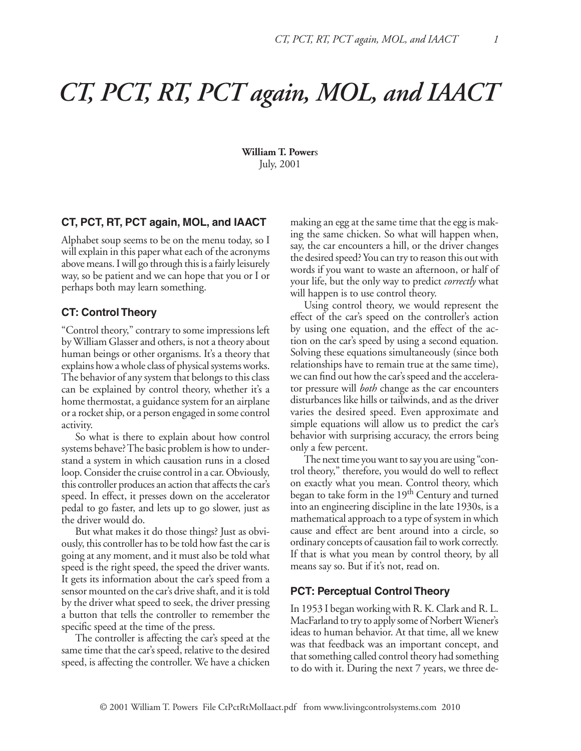# CT, PCT, RT, PCT again, MOL, and IAACT

**William T. Powers**
July, 2001

## CT, PCT, RT, PCT again, MOL, and IAACT

Alphabet soup seems to be on the menu today, so I will explain in this paper what each of the acronyms above means. I will go through this is a fairly leisurely way, so be patient and we can hope that you or I or perhaps both may learn something.

## CT: Control Theory

"Control theory," contrary to some impressions left by William Glasser and others, is not a theory about human beings or other organisms. It's a theory that explains how a whole class of physical systems works. The behavior of any system that belongs to this class can be explained by control theory, whether it's a home thermostat, a guidance system for an airplane or a rocket ship, or a person engaged in some control activity.

So what is there to explain about how control systems behave? The basic problem is how to understand a system in which causation runs in a closed loop. Consider the cruise control in a car. Obviously, this controller produces an action that affects the car's speed. In effect, it presses down on the accelerator pedal to go faster, and lets up to go slower, just as the driver would do.

But what makes it do those things? Just as obviously, this controller has to be told how fast the car is going at any moment, and it must also be told what speed is the right speed, the speed the driver wants. It gets its information about the car's speed from a sensor mounted on the car's drive shaft, and it is told by the driver what speed to seek, the driver pressing a button that tells the controller to remember the specific speed at the time of the press.

The controller is affecting the car's speed at the same time that the car's speed, relative to the desired speed, is affecting the controller. We have a chicken making an egg at the same time that the egg is making the same chicken. So what will happen when, say, the car encounters a hill, or the driver changes the desired speed? You can try to reason this out with words if you want to waste an afternoon, or half of your life, but the only way to predict *correctly* what will happen is to use control theory.

Using control theory, we would represent the effect of the car's speed on the controller's action by using one equation, and the effect of the action on the car's speed by using a second equation. Solving these equations simultaneously (since both relationships have to remain true at the same time), we can find out how the car's speed and the accelerator pressure will *both* change as the car encounters disturbances like hills or tailwinds, and as the driver varies the desired speed. Even approximate and simple equations will allow us to predict the car's behavior with surprising accuracy, the errors being only a few percent.

The next time you want to say you are using "control theory," therefore, you would do well to reflect on exactly what you mean. Control theory, which began to take form in the 19th Century and turned into an engineering discipline in the late 1930s, is a mathematical approach to a type of system in which cause and effect are bent around into a circle, so ordinary concepts of causation fail to work correctly. If that is what you mean by control theory, by all means say so. But if it's not, read on.

## PCT: Perceptual Control Theory

In 1953 I began working with R. K. Clark and R. L. MacFarland to try to apply some of Norbert Wiener's ideas to human behavior. At that time, all we knew was that feedback was an important concept, and that something called control theory had something to do with it. During the next 7 years, we three de-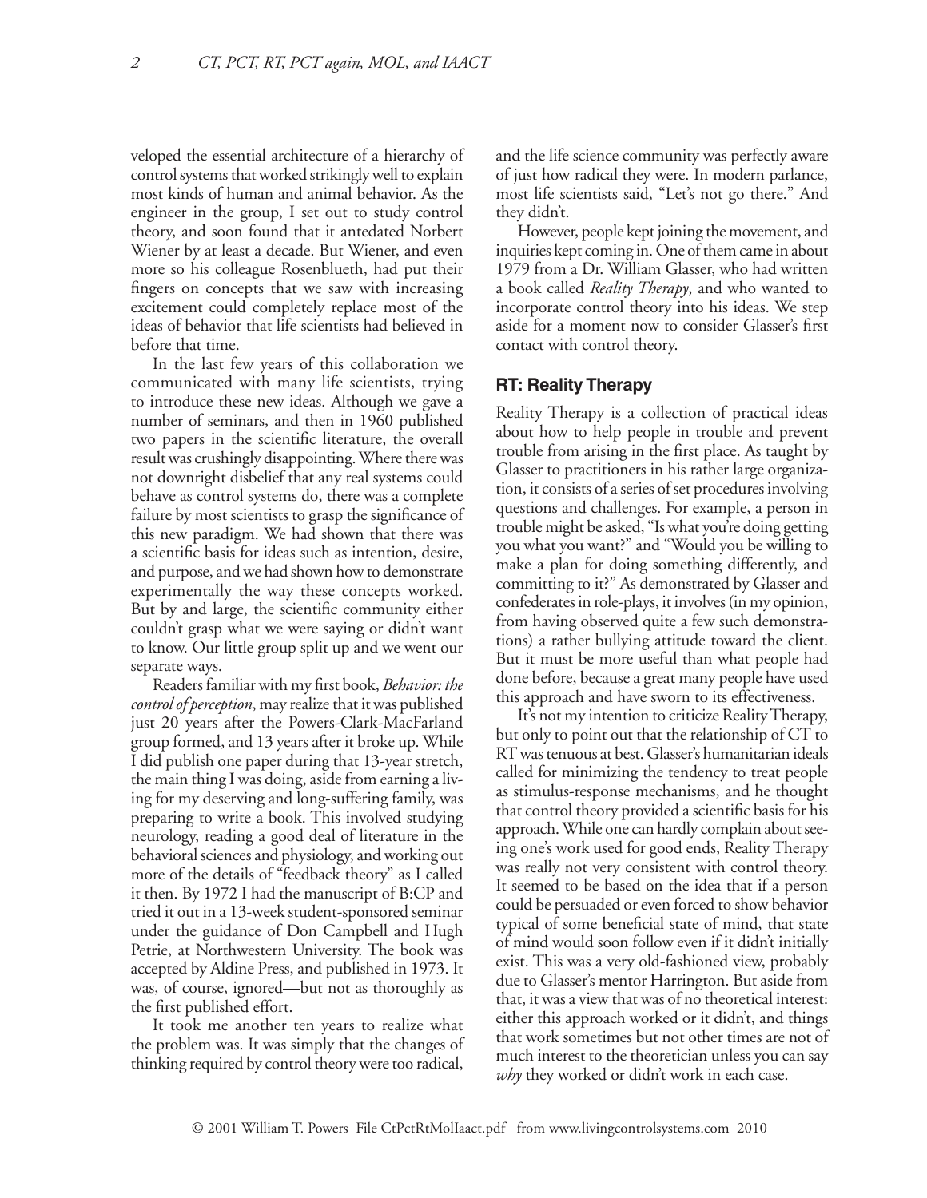veloped the essential architecture of a hierarchy of control systems that worked strikingly well to explain most kinds of human and animal behavior. As the engineer in the group, I set out to study control theory, and soon found that it antedated Norbert Wiener by at least a decade. But Wiener, and even more so his colleague Rosenblueth, had put their fingers on concepts that we saw with increasing excitement could completely replace most of the ideas of behavior that life scientists had believed in before that time.

In the last few years of this collaboration we communicated with many life scientists, trying to introduce these new ideas. Although we gave a number of seminars, and then in 1960 published two papers in the scientific literature, the overall result was crushingly disappointing. Where there was not downright disbelief that any real systems could behave as control systems do, there was a complete failure by most scientists to grasp the significance of this new paradigm. We had shown that there was a scientific basis for ideas such as intention, desire, and purpose, and we had shown how to demonstrate experimentally the way these concepts worked. But by and large, the scientific community either couldn't grasp what we were saying or didn't want to know. Our little group split up and we went our separate ways.

Readers familiar with my first book, *Behavior: the control of perception*, may realize that it was published just 20 years after the Powers-Clark-MacFarland group formed, and 13 years after it broke up. While I did publish one paper during that 13-year stretch, the main thing I was doing, aside from earning a living for my deserving and long-suffering family, was preparing to write a book. This involved studying neurology, reading a good deal of literature in the behavioral sciences and physiology, and working out more of the details of "feedback theory" as I called it then. By 1972 I had the manuscript of B:CP and tried it out in a 13-week student-sponsored seminar under the guidance of Don Campbell and Hugh Petrie, at Northwestern University. The book was accepted by Aldine Press, and published in 1973. It was, of course, ignored—but not as thoroughly as the first published effort.

It took me another ten years to realize what the problem was. It was simply that the changes of thinking required by control theory were too radical, and the life science community was perfectly aware of just how radical they were. In modern parlance, most life scientists said, "Let's not go there." And they didn't.

However, people kept joining the movement, and inquiries kept coming in. One of them came in about 1979 from a Dr. William Glasser, who had written a book called *Reality Therapy*, and who wanted to incorporate control theory into his ideas. We step aside for a moment now to consider Glasser's first contact with control theory.

## RT: Reality Therapy

Reality Therapy is a collection of practical ideas about how to help people in trouble and prevent trouble from arising in the first place. As taught by Glasser to practitioners in his rather large organization, it consists of a series of set procedures involving questions and challenges. For example, a person in trouble might be asked, "Is what you're doing getting you what you want?" and "Would you be willing to make a plan for doing something differently, and committing to it?" As demonstrated by Glasser and confederates in role-plays, it involves (in my opinion, from having observed quite a few such demonstrations) a rather bullying attitude toward the client. But it must be more useful than what people had done before, because a great many people have used this approach and have sworn to its effectiveness.

It's not my intention to criticize Reality Therapy, but only to point out that the relationship of CT to RT was tenuous at best. Glasser's humanitarian ideals called for minimizing the tendency to treat people as stimulus-response mechanisms, and he thought that control theory provided a scientific basis for his approach. While one can hardly complain about seeing one's work used for good ends, Reality Therapy was really not very consistent with control theory. It seemed to be based on the idea that if a person could be persuaded or even forced to show behavior typical of some beneficial state of mind, that state of mind would soon follow even if it didn't initially exist. This was a very old-fashioned view, probably due to Glasser's mentor Harrington. But aside from that, it was a view that was of no theoretical interest: either this approach worked or it didn't, and things that work sometimes but not other times are not of much interest to the theoretician unless you can say *why* they worked or didn't work in each case.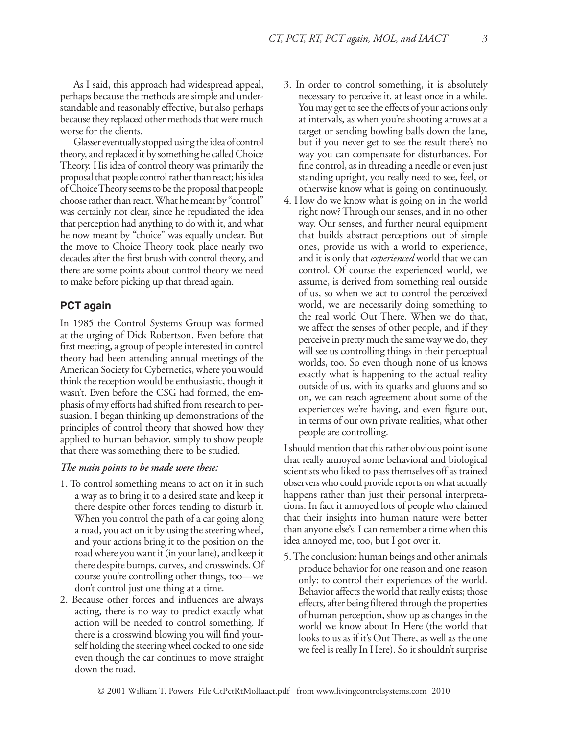As I said, this approach had widespread appeal, perhaps because the methods are simple and understandable and reasonably effective, but also perhaps because they replaced other methods that were much worse for the clients.

Glasser eventually stopped using the idea of control theory, and replaced it by something he called Choice Theory. His idea of control theory was primarily the proposal that people control rather than react; his idea of Choice Theory seems to be the proposal that people choose rather than react. What he meant by "control" was certainly not clear, since he repudiated the idea that perception had anything to do with it, and what he now meant by "choice" was equally unclear. But the move to Choice Theory took place nearly two decades after the first brush with control theory, and there are some points about control theory we need to make before picking up that thread again.

## PCT again

In 1985 the Control Systems Group was formed at the urging of Dick Robertson. Even before that first meeting, a group of people interested in control theory had been attending annual meetings of the American Society for Cybernetics, where you would think the reception would be enthusiastic, though it wasn't. Even before the CSG had formed, the emphasis of my efforts had shifted from research to persuasion. I began thinking up demonstrations of the principles of control theory that showed how they applied to human behavior, simply to show people that there was something there to be studied.

***The main points to be made were these:***

1. To control something means to act on it in such a way as to bring it to a desired state and keep it there despite other forces tending to disturb it. When you control the path of a car going along a road, you act on it by using the steering wheel, and your actions bring it to the position on the road where you want it (in your lane), and keep it there despite bumps, curves, and crosswinds. Of course you're controlling other things, too—we don't control just one thing at a time.
2. Because other forces and influences are always acting, there is no way to predict exactly what action will be needed to control something. If there is a crosswind blowing you will find yourself holding the steering wheel cocked to one side even though the car continues to move straight down the road.
3. In order to control something, it is absolutely necessary to perceive it, at least once in a while. You may get to see the effects of your actions only at intervals, as when you're shooting arrows at a target or sending bowling balls down the lane, but if you never get to see the result there's no way you can compensate for disturbances. For fine control, as in threading a needle or even just standing upright, you really need to see, feel, or otherwise know what is going on continuously.
4. How do we know what is going on in the world right now? Through our senses, and in no other way. Our senses, and further neural equipment that builds abstract perceptions out of simple ones, provide us with a world to experience, and it is only that *experienced* world that we can control. Of course the experienced world, we assume, is derived from something real outside of us, so when we act to control the perceived world, we are necessarily doing something to the real world Out There. When we do that, we affect the senses of other people, and if they perceive in pretty much the same way we do, they will see us controlling things in their perceptual worlds, too. So even though none of us knows exactly what is happening to the actual reality outside of us, with its quarks and gluons and so on, we can reach agreement about some of the experiences we're having, and even figure out, in terms of our own private realities, what other people are controlling.

I should mention that this rather obvious point is one that really annoyed some behavioral and biological scientists who liked to pass themselves off as trained observers who could provide reports on what actually happens rather than just their personal interpretations. In fact it annoyed lots of people who claimed that their insights into human nature were better than anyone else's. I can remember a time when this idea annoyed me, too, but I got over it.

5. The conclusion: human beings and other animals produce behavior for one reason and one reason only: to control their experiences of the world. Behavior affects the world that really exists; those effects, after being filtered through the properties of human perception, show up as changes in the world we know about In Here (the world that looks to us as if it's Out There, as well as the one we feel is really In Here). So it shouldn't surprise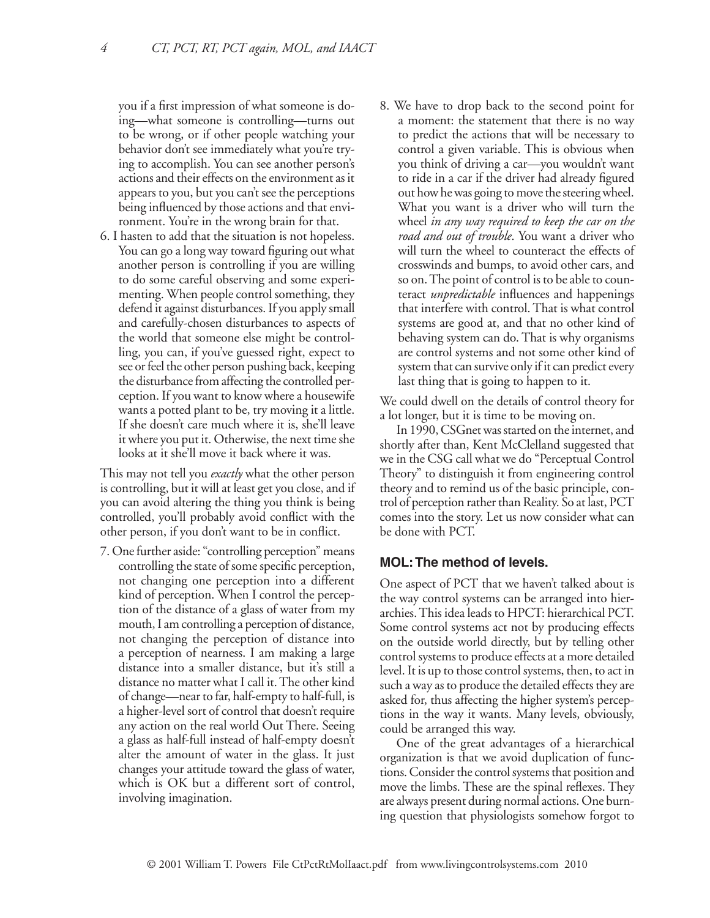you if a first impression of what someone is doing—what someone is controlling—turns out to be wrong, or if other people watching your behavior don't see immediately what you're trying to accomplish. You can see another person's actions and their effects on the environment as it appears to you, but you can't see the perceptions being influenced by those actions and that environment. You're in the wrong brain for that.

6. I hasten to add that the situation is not hopeless. You can go a long way toward figuring out what another person is controlling if you are willing to do some careful observing and some experimenting. When people control something, they defend it against disturbances. If you apply small and carefully-chosen disturbances to aspects of the world that someone else might be controlling, you can, if you've guessed right, expect to see or feel the other person pushing back, keeping the disturbance from affecting the controlled perception. If you want to know where a housewife wants a potted plant to be, try moving it a little. If she doesn't care much where it is, she'll leave it where you put it. Otherwise, the next time she looks at it she'll move it back where it was.

This may not tell you *exactly* what the other person is controlling, but it will at least get you close, and if you can avoid altering the thing you think is being controlled, you'll probably avoid conflict with the other person, if you don't want to be in conflict.

7. One further aside: "controlling perception" means controlling the state of some specific perception, not changing one perception into a different kind of perception. When I control the perception of the distance of a glass of water from my mouth, I am controlling a perception of distance, not changing the perception of distance into a perception of nearness. I am making a large distance into a smaller distance, but it's still a distance no matter what I call it. The other kind of change—near to far, half-empty to half-full, is a higher-level sort of control that doesn't require any action on the real world Out There. Seeing a glass as half-full instead of half-empty doesn't alter the amount of water in the glass. It just changes your attitude toward the glass of water, which is OK but a different sort of control, involving imagination.

8. We have to drop back to the second point for a moment: the statement that there is no way to predict the actions that will be necessary to control a given variable. This is obvious when you think of driving a car—you wouldn't want to ride in a car if the driver had already figured out how he was going to move the steering wheel. What you want is a driver who will turn the wheel *in any way required to keep the car on the road and out of trouble*. You want a driver who will turn the wheel to counteract the effects of crosswinds and bumps, to avoid other cars, and so on. The point of control is to be able to counteract *unpredictable* influences and happenings that interfere with control. That is what control systems are good at, and that no other kind of behaving system can do. That is why organisms are control systems and not some other kind of system that can survive only if it can predict every last thing that is going to happen to it.

We could dwell on the details of control theory for a lot longer, but it is time to be moving on.

In 1990, CSGnet was started on the internet, and shortly after than, Kent McClelland suggested that we in the CSG call what we do "Perceptual Control Theory" to distinguish it from engineering control theory and to remind us of the basic principle, control of perception rather than Reality. So at last, PCT comes into the story. Let us now consider what can be done with PCT.

### MOL: The method of levels.

One aspect of PCT that we haven't talked about is the way control systems can be arranged into hierarchies. This idea leads to HPCT: hierarchical PCT. Some control systems act not by producing effects on the outside world directly, but by telling other control systems to produce effects at a more detailed level. It is up to those control systems, then, to act in such a way as to produce the detailed effects they are asked for, thus affecting the higher system's perceptions in the way it wants. Many levels, obviously, could be arranged this way.

One of the great advantages of a hierarchical organization is that we avoid duplication of functions. Consider the control systems that position and move the limbs. These are the spinal reflexes. They are always present during normal actions. One burning question that physiologists somehow forgot to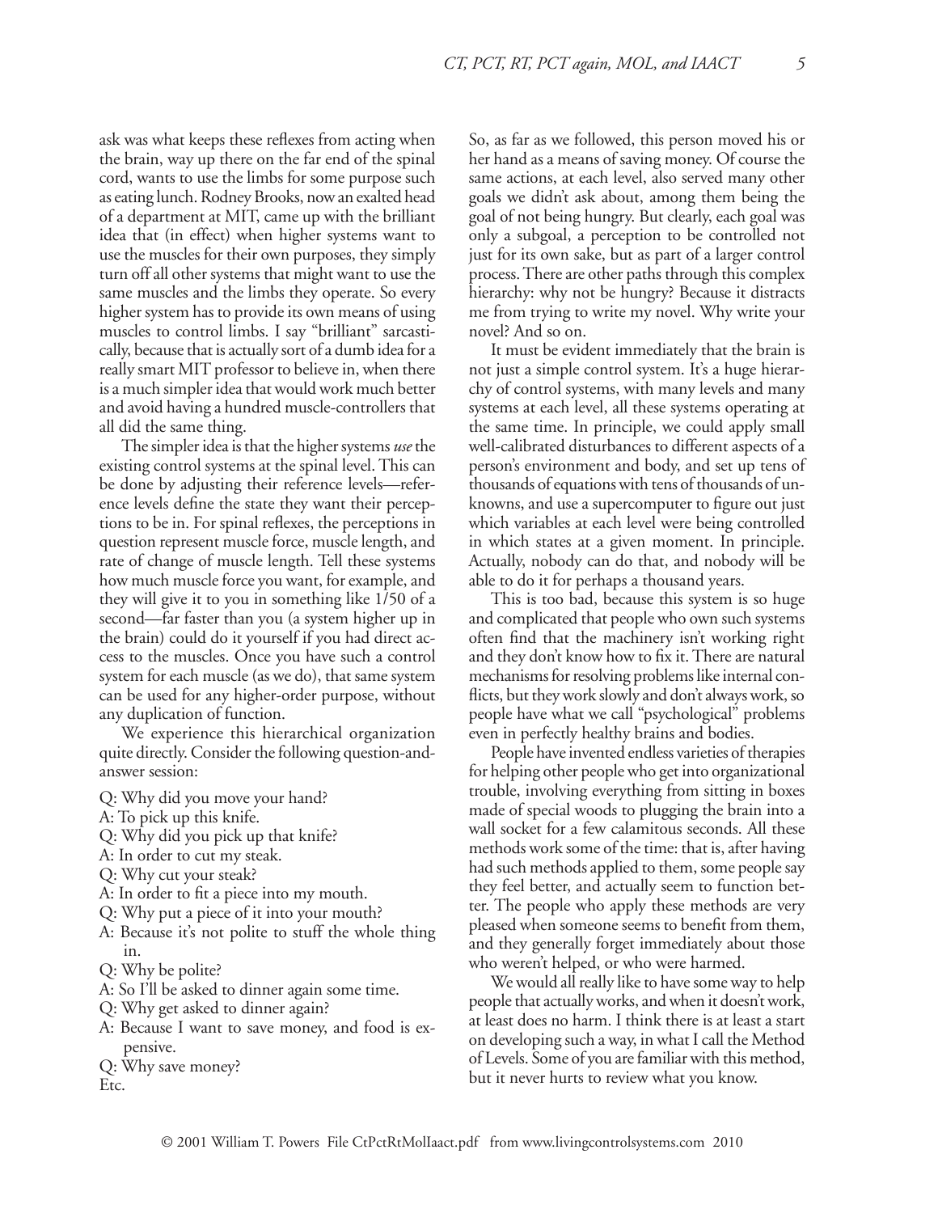ask was what keeps these reflexes from acting when the brain, way up there on the far end of the spinal cord, wants to use the limbs for some purpose such as eating lunch. Rodney Brooks, now an exalted head of a department at MIT, came up with the brilliant idea that (in effect) when higher systems want to use the muscles for their own purposes, they simply turn off all other systems that might want to use the same muscles and the limbs they operate. So every higher system has to provide its own means of using muscles to control limbs. I say "brilliant" sarcastically, because that is actually sort of a dumb idea for a really smart MIT professor to believe in, when there is a much simpler idea that would work much better and avoid having a hundred muscle-controllers that all did the same thing.

The simpler idea is that the higher systems *use* the existing control systems at the spinal level. This can be done by adjusting their reference levels—reference levels define the state they want their perceptions to be in. For spinal reflexes, the perceptions in question represent muscle force, muscle length, and rate of change of muscle length. Tell these systems how much muscle force you want, for example, and they will give it to you in something like 1/50 of a second—far faster than you (a system higher up in the brain) could do it yourself if you had direct access to the muscles. Once you have such a control system for each muscle (as we do), that same system can be used for any higher-order purpose, without any duplication of function.

We experience this hierarchical organization quite directly. Consider the following question-and-answer session:

Q: Why did you move your hand?
A: To pick up this knife.
Q: Why did you pick up that knife?
A: In order to cut my steak.
Q: Why cut your steak?
A: In order to fit a piece into my mouth.
Q: Why put a piece of it into your mouth?
A: Because it's not polite to stuff the whole thing in.
Q: Why be polite?
A: So I'll be asked to dinner again some time.
Q: Why get asked to dinner again?
A: Because I want to save money, and food is expensive.
Q: Why save money?
Etc.

So, as far as we followed, this person moved his or her hand as a means of saving money. Of course the same actions, at each level, also served many other goals we didn't ask about, among them being the goal of not being hungry. But clearly, each goal was only a subgoal, a perception to be controlled not just for its own sake, but as part of a larger control process. There are other paths through this complex hierarchy: why not be hungry? Because it distracts me from trying to write my novel. Why write your novel? And so on.

It must be evident immediately that the brain is not just a simple control system. It's a huge hierarchy of control systems, with many levels and many systems at each level, all these systems operating at the same time. In principle, we could apply small well-calibrated disturbances to different aspects of a person's environment and body, and set up tens of thousands of equations with tens of thousands of unknowns, and use a supercomputer to figure out just which variables at each level were being controlled in which states at a given moment. In principle. Actually, nobody can do that, and nobody will be able to do it for perhaps a thousand years.

This is too bad, because this system is so huge and complicated that people who own such systems often find that the machinery isn't working right and they don't know how to fix it. There are natural mechanisms for resolving problems like internal conflicts, but they work slowly and don't always work, so people have what we call "psychological" problems even in perfectly healthy brains and bodies.

People have invented endless varieties of therapies for helping other people who get into organizational trouble, involving everything from sitting in boxes made of special woods to plugging the brain into a wall socket for a few calamitous seconds. All these methods work some of the time: that is, after having had such methods applied to them, some people say they feel better, and actually seem to function better. The people who apply these methods are very pleased when someone seems to benefit from them, and they generally forget immediately about those who weren't helped, or who were harmed.

We would all really like to have some way to help people that actually works, and when it doesn't work, at least does no harm. I think there is at least a start on developing such a way, in what I call the Method of Levels. Some of you are familiar with this method, but it never hurts to review what you know.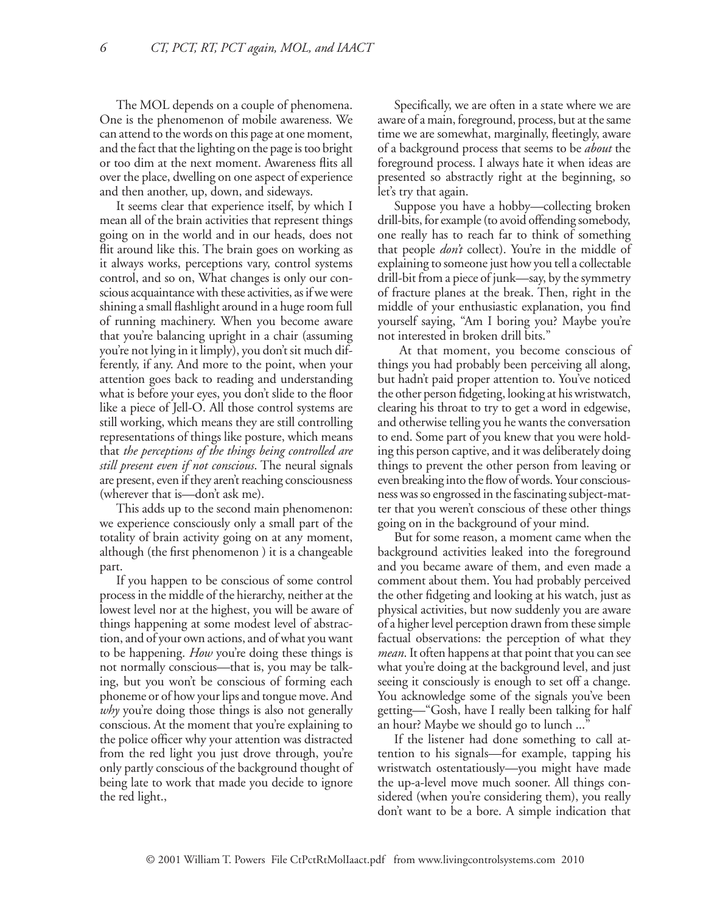The MOL depends on a couple of phenomena. One is the phenomenon of mobile awareness. We can attend to the words on this page at one moment, and the fact that the lighting on the page is too bright or too dim at the next moment. Awareness flits all over the place, dwelling on one aspect of experience and then another, up, down, and sideways.

It seems clear that experience itself, by which I mean all of the brain activities that represent things going on in the world and in our heads, does not flit around like this. The brain goes on working as it always works, perceptions vary, control systems control, and so on, What changes is only our conscious acquaintance with these activities, as if we were shining a small flashlight around in a huge room full of running machinery. When you become aware that you're balancing upright in a chair (assuming you're not lying in it limply), you don't sit much differently, if any. And more to the point, when your attention goes back to reading and understanding what is before your eyes, you don't slide to the floor like a piece of Jell-O. All those control systems are still working, which means they are still controlling representations of things like posture, which means that *the perceptions of the things being controlled are still present even if not conscious*. The neural signals are present, even if they aren't reaching consciousness (wherever that is—don't ask me).

This adds up to the second main phenomenon: we experience consciously only a small part of the totality of brain activity going on at any moment, although (the first phenomenon ) it is a changeable part.

If you happen to be conscious of some control process in the middle of the hierarchy, neither at the lowest level nor at the highest, you will be aware of things happening at some modest level of abstraction, and of your own actions, and of what you want to be happening. *How* you're doing these things is not normally conscious—that is, you may be talking, but you won't be conscious of forming each phoneme or of how your lips and tongue move. And *why* you're doing those things is also not generally conscious. At the moment that you're explaining to the police officer why your attention was distracted from the red light you just drove through, you're only partly conscious of the background thought of being late to work that made you decide to ignore the red light.,

Specifically, we are often in a state where we are aware of a main, foreground, process, but at the same time we are somewhat, marginally, fleetingly, aware of a background process that seems to be *about* the foreground process. I always hate it when ideas are presented so abstractly right at the beginning, so let's try that again.

Suppose you have a hobby—collecting broken drill-bits, for example (to avoid offending somebody, one really has to reach far to think of something that people *don't* collect). You're in the middle of explaining to someone just how you tell a collectable drill-bit from a piece of junk—say, by the symmetry of fracture planes at the break. Then, right in the middle of your enthusiastic explanation, you find yourself saying, "Am I boring you? Maybe you're not interested in broken drill bits."

At that moment, you become conscious of things you had probably been perceiving all along, but hadn't paid proper attention to. You've noticed the other person fidgeting, looking at his wristwatch, clearing his throat to try to get a word in edgewise, and otherwise telling you he wants the conversation to end. Some part of you knew that you were holding this person captive, and it was deliberately doing things to prevent the other person from leaving or even breaking into the flow of words. Your consciousness was so engrossed in the fascinating subject-matter that you weren't conscious of these other things going on in the background of your mind.

But for some reason, a moment came when the background activities leaked into the foreground and you became aware of them, and even made a comment about them. You had probably perceived the other fidgeting and looking at his watch, just as physical activities, but now suddenly you are aware of a higher level perception drawn from these simple factual observations: the perception of what they *mean*. It often happens at that point that you can see what you're doing at the background level, and just seeing it consciously is enough to set off a change. You acknowledge some of the signals you've been getting—"Gosh, have I really been talking for half an hour? Maybe we should go to lunch ..."

If the listener had done something to call attention to his signals—for example, tapping his wristwatch ostentatiously—you might have made the up-a-level move much sooner. All things considered (when you're considering them), you really don't want to be a bore. A simple indication that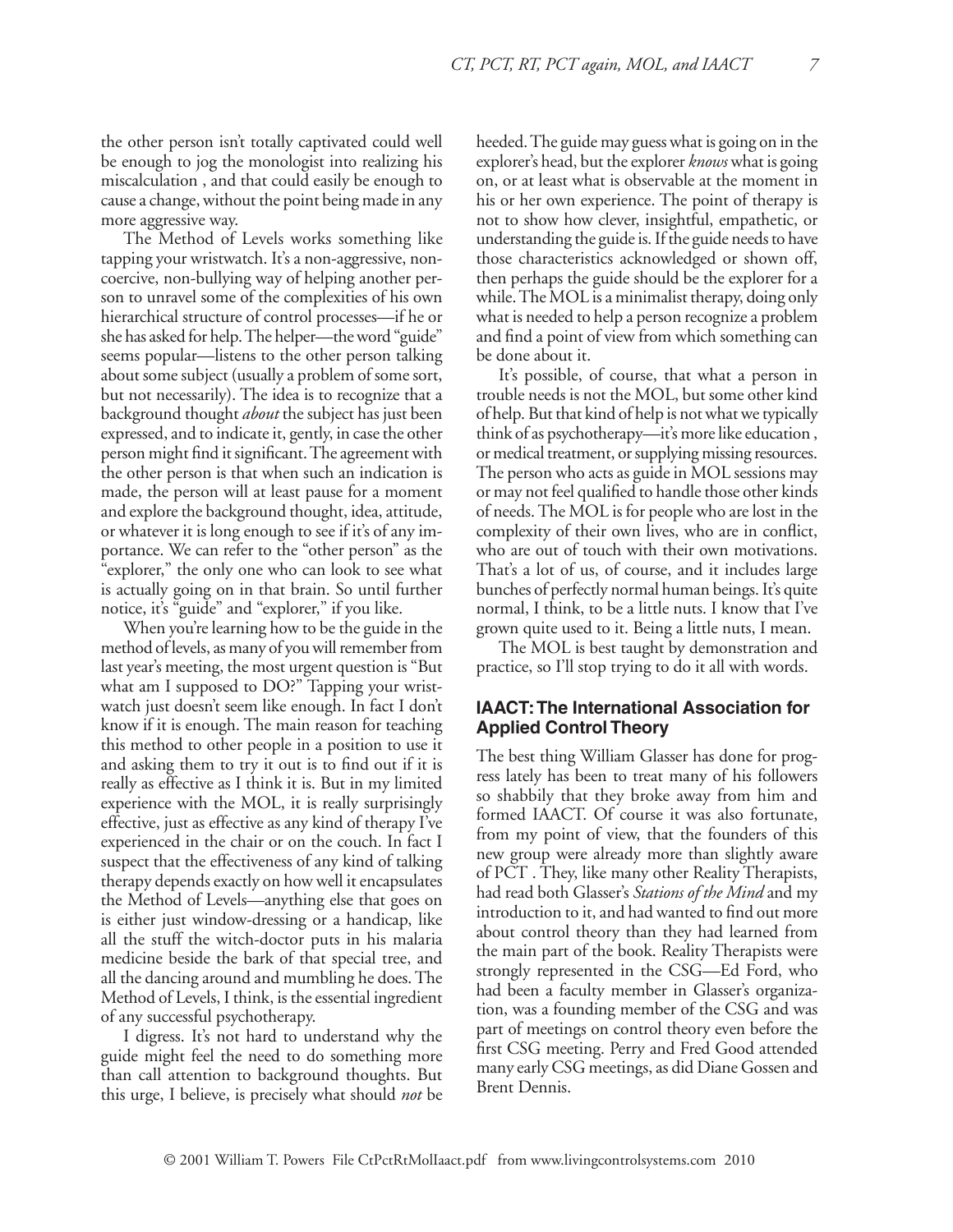the other person isn't totally captivated could well be enough to jog the monologist into realizing his miscalculation , and that could easily be enough to cause a change, without the point being made in any more aggressive way.

The Method of Levels works something like tapping your wristwatch. It's a non-aggressive, non-coercive, non-bullying way of helping another person to unravel some of the complexities of his own hierarchical structure of control processes—if he or she has asked for help. The helper—the word "guide" seems popular—listens to the other person talking about some subject (usually a problem of some sort, but not necessarily). The idea is to recognize that a background thought *about* the subject has just been expressed, and to indicate it, gently, in case the other person might find it significant. The agreement with the other person is that when such an indication is made, the person will at least pause for a moment and explore the background thought, idea, attitude, or whatever it is long enough to see if it's of any importance. We can refer to the "other person" as the "explorer," the only one who can look to see what is actually going on in that brain. So until further notice, it's "guide" and "explorer," if you like.

When you're learning how to be the guide in the method of levels, as many of you will remember from last year's meeting, the most urgent question is "But what am I supposed to DO?" Tapping your wristwatch just doesn't seem like enough. In fact I don't know if it is enough. The main reason for teaching this method to other people in a position to use it and asking them to try it out is to find out if it is really as effective as I think it is. But in my limited experience with the MOL, it is really surprisingly effective, just as effective as any kind of therapy I've experienced in the chair or on the couch. In fact I suspect that the effectiveness of any kind of talking therapy depends exactly on how well it encapsulates the Method of Levels—anything else that goes on is either just window-dressing or a handicap, like all the stuff the witch-doctor puts in his malaria medicine beside the bark of that special tree, and all the dancing around and mumbling he does. The Method of Levels, I think, is the essential ingredient of any successful psychotherapy.

I digress. It's not hard to understand why the guide might feel the need to do something more than call attention to background thoughts. But this urge, I believe, is precisely what should *not* be heeded. The guide may guess what is going on in the explorer's head, but the explorer *knows* what is going on, or at least what is observable at the moment in his or her own experience. The point of therapy is not to show how clever, insightful, empathetic, or understanding the guide is. If the guide needs to have those characteristics acknowledged or shown off, then perhaps the guide should be the explorer for a while. The MOL is a minimalist therapy, doing only what is needed to help a person recognize a problem and find a point of view from which something can be done about it.

It's possible, of course, that what a person in trouble needs is not the MOL, but some other kind of help. But that kind of help is not what we typically think of as psychotherapy—it's more like education , or medical treatment, or supplying missing resources. The person who acts as guide in MOL sessions may or may not feel qualified to handle those other kinds of needs. The MOL is for people who are lost in the complexity of their own lives, who are in conflict, who are out of touch with their own motivations. That's a lot of us, of course, and it includes large bunches of perfectly normal human beings. It's quite normal, I think, to be a little nuts. I know that I've grown quite used to it. Being a little nuts, I mean.

The MOL is best taught by demonstration and practice, so I'll stop trying to do it all with words.

## IAACT: The International Association for Applied Control Theory

The best thing William Glasser has done for progress lately has been to treat many of his followers so shabbily that they broke away from him and formed IAACT. Of course it was also fortunate, from my point of view, that the founders of this new group were already more than slightly aware of PCT . They, like many other Reality Therapists, had read both Glasser's *Stations of the Mind* and my introduction to it, and had wanted to find out more about control theory than they had learned from the main part of the book. Reality Therapists were strongly represented in the CSG—Ed Ford, who had been a faculty member in Glasser's organization, was a founding member of the CSG and was part of meetings on control theory even before the first CSG meeting. Perry and Fred Good attended many early CSG meetings, as did Diane Gossen and Brent Dennis.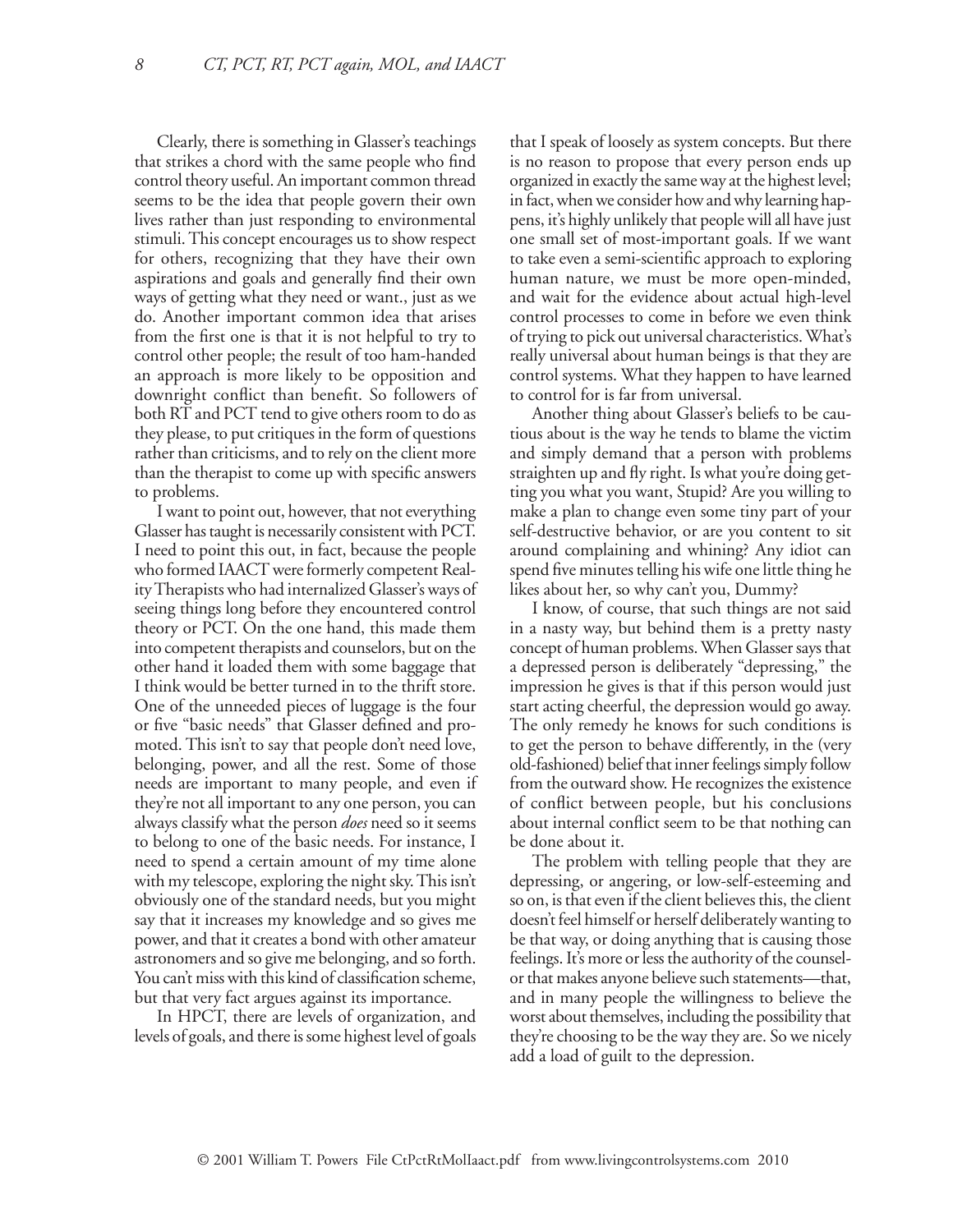Clearly, there is something in Glasser's teachings that strikes a chord with the same people who find control theory useful. An important common thread seems to be the idea that people govern their own lives rather than just responding to environmental stimuli. This concept encourages us to show respect for others, recognizing that they have their own aspirations and goals and generally find their own ways of getting what they need or want., just as we do. Another important common idea that arises from the first one is that it is not helpful to try to control other people; the result of too ham-handed an approach is more likely to be opposition and downright conflict than benefit. So followers of both RT and PCT tend to give others room to do as they please, to put critiques in the form of questions rather than criticisms, and to rely on the client more than the therapist to come up with specific answers to problems.

I want to point out, however, that not everything Glasser has taught is necessarily consistent with PCT. I need to point this out, in fact, because the people who formed IAACT were formerly competent Reality Therapists who had internalized Glasser's ways of seeing things long before they encountered control theory or PCT. On the one hand, this made them into competent therapists and counselors, but on the other hand it loaded them with some baggage that I think would be better turned in to the thrift store. One of the unneeded pieces of luggage is the four or five "basic needs" that Glasser defined and promoted. This isn't to say that people don't need love, belonging, power, and all the rest. Some of those needs are important to many people, and even if they're not all important to any one person, you can always classify what the person *does* need so it seems to belong to one of the basic needs. For instance, I need to spend a certain amount of my time alone with my telescope, exploring the night sky. This isn't obviously one of the standard needs, but you might say that it increases my knowledge and so gives me power, and that it creates a bond with other amateur astronomers and so give me belonging, and so forth. You can't miss with this kind of classification scheme, but that very fact argues against its importance.

In HPCT, there are levels of organization, and levels of goals, and there is some highest level of goals that I speak of loosely as system concepts. But there is no reason to propose that every person ends up organized in exactly the same way at the highest level; in fact, when we consider how and why learning happens, it's highly unlikely that people will all have just one small set of most-important goals. If we want to take even a semi-scientific approach to exploring human nature, we must be more open-minded, and wait for the evidence about actual high-level control processes to come in before we even think of trying to pick out universal characteristics. What's really universal about human beings is that they are control systems. What they happen to have learned to control for is far from universal.

Another thing about Glasser's beliefs to be cautious about is the way he tends to blame the victim and simply demand that a person with problems straighten up and fly right. Is what you're doing getting you what you want, Stupid? Are you willing to make a plan to change even some tiny part of your self-destructive behavior, or are you content to sit around complaining and whining? Any idiot can spend five minutes telling his wife one little thing he likes about her, so why can't you, Dummy?

I know, of course, that such things are not said in a nasty way, but behind them is a pretty nasty concept of human problems. When Glasser says that a depressed person is deliberately "depressing," the impression he gives is that if this person would just start acting cheerful, the depression would go away. The only remedy he knows for such conditions is to get the person to behave differently, in the (very old-fashioned) belief that inner feelings simply follow from the outward show. He recognizes the existence of conflict between people, but his conclusions about internal conflict seem to be that nothing can be done about it.

The problem with telling people that they are depressing, or angering, or low-self-esteeming and so on, is that even if the client believes this, the client doesn't feel himself or herself deliberately wanting to be that way, or doing anything that is causing those feelings. It's more or less the authority of the counselor that makes anyone believe such statements—that, and in many people the willingness to believe the worst about themselves, including the possibility that they're choosing to be the way they are. So we nicely add a load of guilt to the depression.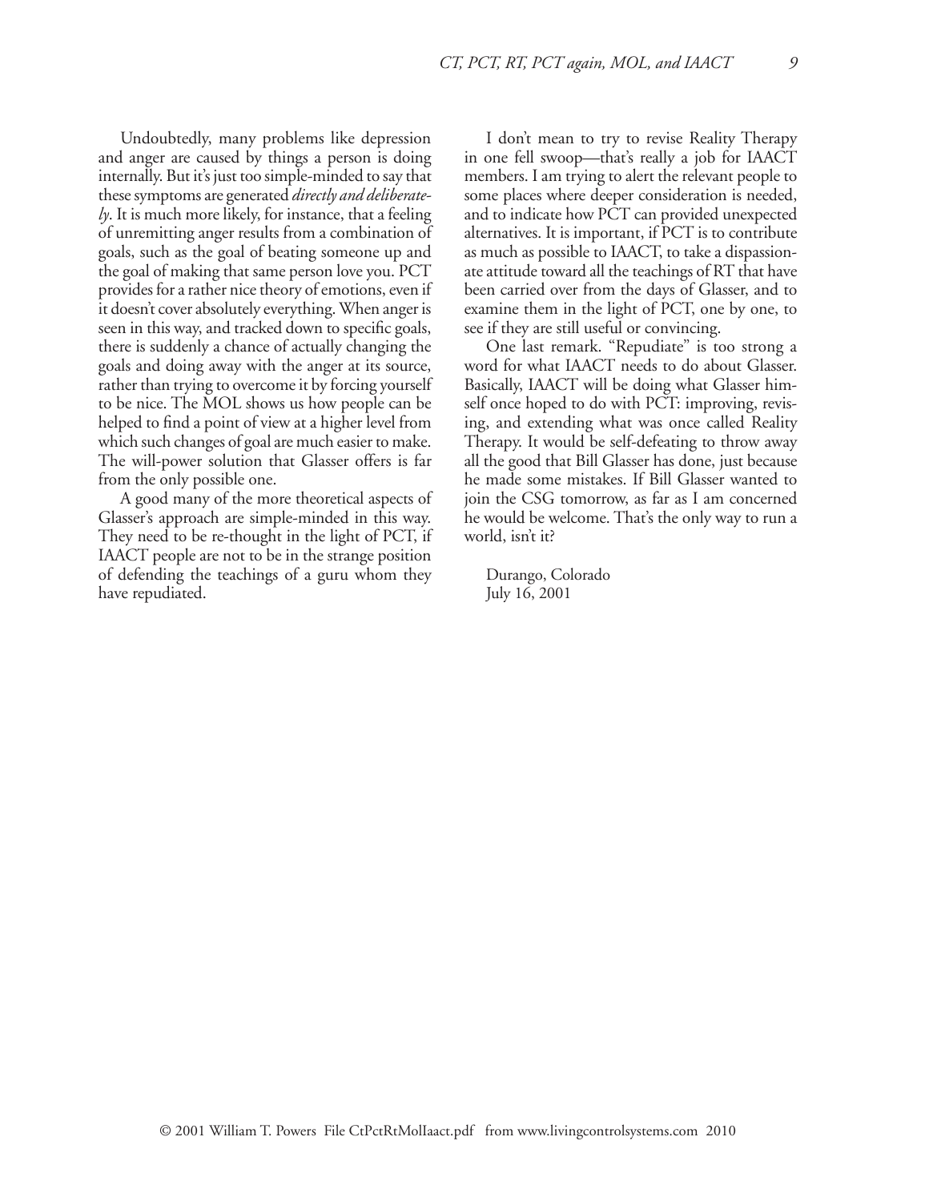Undoubtedly, many problems like depression and anger are caused by things a person is doing internally. But it's just too simple-minded to say that these symptoms are generated *directly and deliberately*. It is much more likely, for instance, that a feeling of unremitting anger results from a combination of goals, such as the goal of beating someone up and the goal of making that same person love you. PCT provides for a rather nice theory of emotions, even if it doesn't cover absolutely everything. When anger is seen in this way, and tracked down to specific goals, there is suddenly a chance of actually changing the goals and doing away with the anger at its source, rather than trying to overcome it by forcing yourself to be nice. The MOL shows us how people can be helped to find a point of view at a higher level from which such changes of goal are much easier to make. The will-power solution that Glasser offers is far from the only possible one.

A good many of the more theoretical aspects of Glasser's approach are simple-minded in this way. They need to be re-thought in the light of PCT, if IAACT people are not to be in the strange position of defending the teachings of a guru whom they have repudiated.

I don't mean to try to revise Reality Therapy in one fell swoop—that's really a job for IAACT members. I am trying to alert the relevant people to some places where deeper consideration is needed, and to indicate how PCT can provided unexpected alternatives. It is important, if PCT is to contribute as much as possible to IAACT, to take a dispassionate attitude toward all the teachings of RT that have been carried over from the days of Glasser, and to examine them in the light of PCT, one by one, to see if they are still useful or convincing.

One last remark. "Repudiate" is too strong a word for what IAACT needs to do about Glasser. Basically, IAACT will be doing what Glasser himself once hoped to do with PCT: improving, revising, and extending what was once called Reality Therapy. It would be self-defeating to throw away all the good that Bill Glasser has done, just because he made some mistakes. If Bill Glasser wanted to join the CSG tomorrow, as far as I am concerned he would be welcome. That's the only way to run a world, isn't it?

Durango, Colorado
July 16, 2001

© 2001 William T. Powers File CtPctRtMolIaact.pdf from www.livingcontrolsystems.com 2010